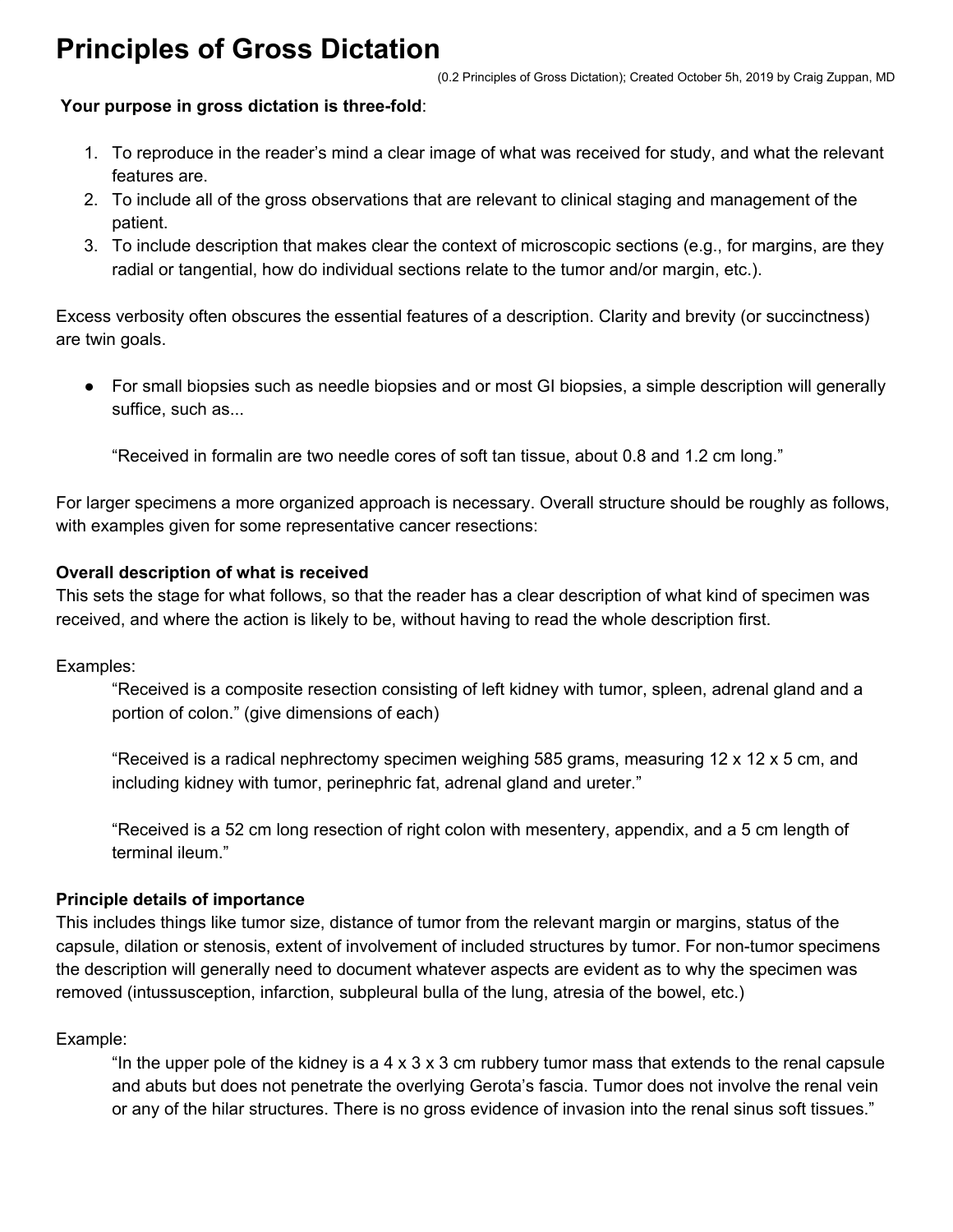# Principles of Gross Dictation

(0.2 Principles of Gross Dictation); Created October 5h, 2019 by Craig Zuppan, MD

**Your purpose in gross dictation is three-fold**:

1. To reproduce in the reader's mind a clear image of what was received for study, and what the relevant features are.
2. To include all of the gross observations that are relevant to clinical staging and management of the patient.
3. To include description that makes clear the context of microscopic sections (e.g., for margins, are they radial or tangential, how do individual sections relate to the tumor and/or margin, etc.).

Excess verbosity often obscures the essential features of a description. Clarity and brevity (or succinctness) are twin goals.

- For small biopsies such as needle biopsies and or most GI biopsies, a simple description will generally suffice, such as...

  "Received in formalin are two needle cores of soft tan tissue, about 0.8 and 1.2 cm long."

For larger specimens a more organized approach is necessary. Overall structure should be roughly as follows, with examples given for some representative cancer resections:

**Overall description of what is received**
This sets the stage for what follows, so that the reader has a clear description of what kind of specimen was received, and where the action is likely to be, without having to read the whole description first.

Examples:

> "Received is a composite resection consisting of left kidney with tumor, spleen, adrenal gland and a portion of colon." (give dimensions of each)
>
> "Received is a radical nephrectomy specimen weighing 585 grams, measuring 12 x 12 x 5 cm, and including kidney with tumor, perinephric fat, adrenal gland and ureter."
>
> "Received is a 52 cm long resection of right colon with mesentery, appendix, and a 5 cm length of terminal ileum."

**Principle details of importance**
This includes things like tumor size, distance of tumor from the relevant margin or margins, status of the capsule, dilation or stenosis, extent of involvement of included structures by tumor. For non-tumor specimens the description will generally need to document whatever aspects are evident as to why the specimen was removed (intussusception, infarction, subpleural bulla of the lung, atresia of the bowel, etc.)

Example:

> "In the upper pole of the kidney is a 4 x 3 x 3 cm rubbery tumor mass that extends to the renal capsule and abuts but does not penetrate the overlying Gerota's fascia. Tumor does not involve the renal vein or any of the hilar structures. There is no gross evidence of invasion into the renal sinus soft tissues."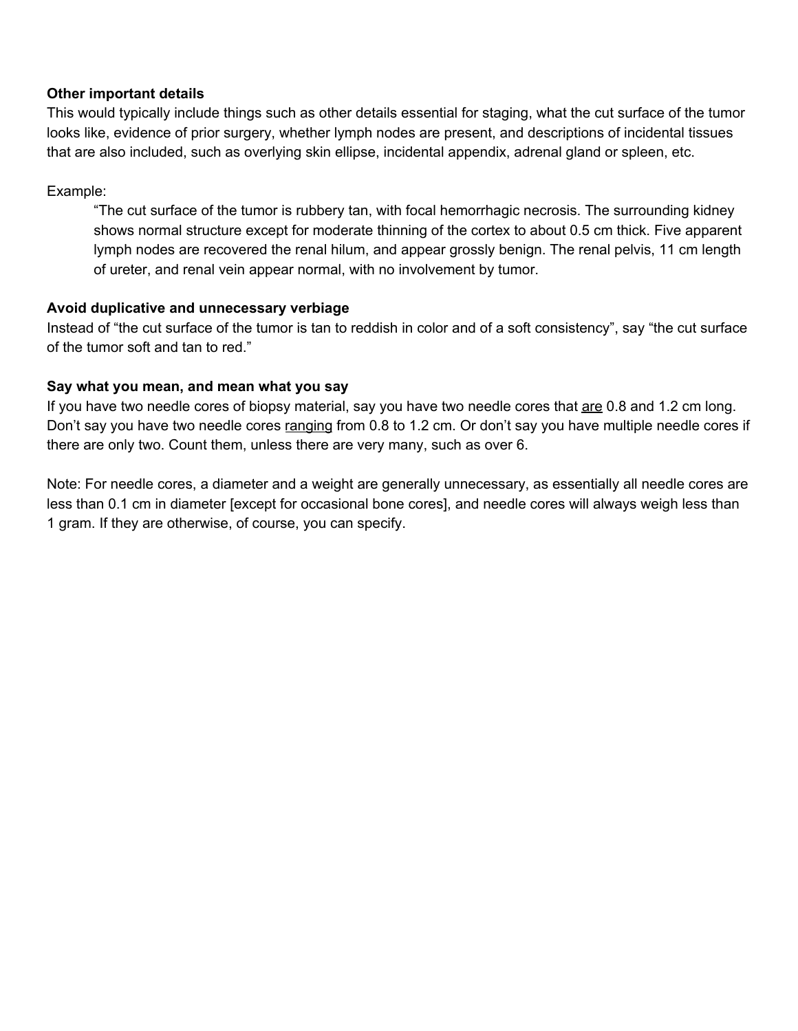**Other important details**

This would typically include things such as other details essential for staging, what the cut surface of the tumor looks like, evidence of prior surgery, whether lymph nodes are present, and descriptions of incidental tissues that are also included, such as overlying skin ellipse, incidental appendix, adrenal gland or spleen, etc.

Example:

> "The cut surface of the tumor is rubbery tan, with focal hemorrhagic necrosis. The surrounding kidney shows normal structure except for moderate thinning of the cortex to about 0.5 cm thick. Five apparent lymph nodes are recovered the renal hilum, and appear grossly benign. The renal pelvis, 11 cm length of ureter, and renal vein appear normal, with no involvement by tumor.

**Avoid duplicative and unnecessary verbiage**

Instead of "the cut surface of the tumor is tan to reddish in color and of a soft consistency", say "the cut surface of the tumor soft and tan to red."

**Say what you mean, and mean what you say**

If you have two needle cores of biopsy material, say you have two needle cores that <u>are</u> 0.8 and 1.2 cm long. Don't say you have two needle cores <u>ranging</u> from 0.8 to 1.2 cm. Or don't say you have multiple needle cores if there are only two. Count them, unless there are very many, such as over 6.

Note: For needle cores, a diameter and a weight are generally unnecessary, as essentially all needle cores are less than 0.1 cm in diameter [except for occasional bone cores], and needle cores will always weigh less than 1 gram. If they are otherwise, of course, you can specify.